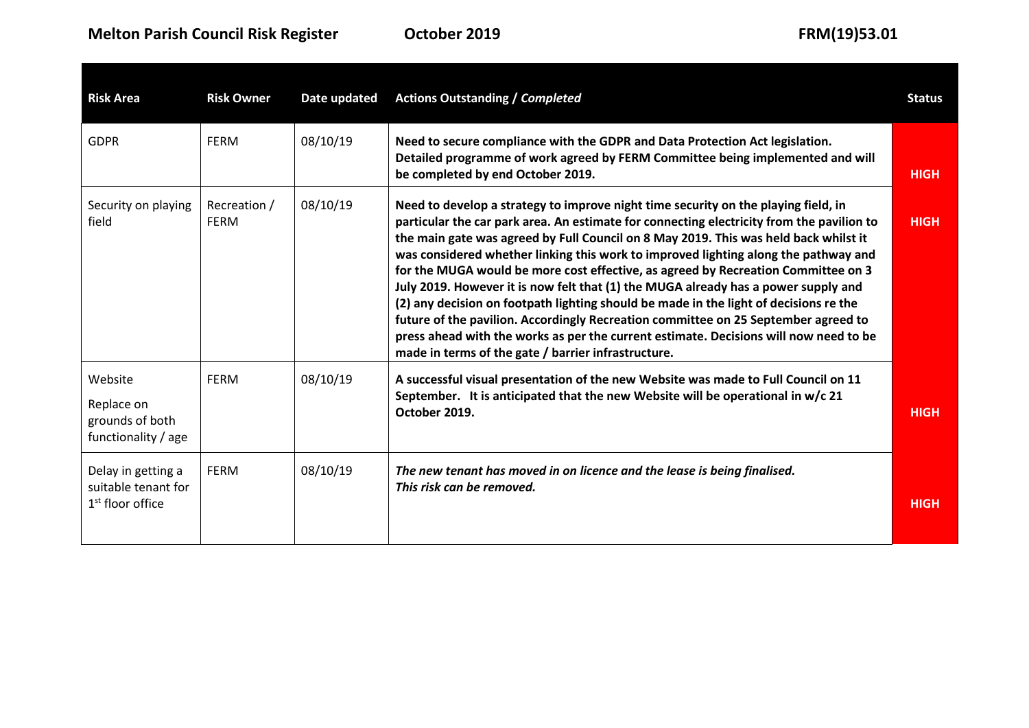**Melton Parish Council Risk Register** **October 2019** **FRM(19)53.01**

| Risk Area | Risk Owner | Date updated | Actions Outstanding / *Completed* | Status |
|---|---|---|---|---|
| GDPR | FERM | 08/10/19 | **Need to secure compliance with the GDPR and Data Protection Act legislation. Detailed programme of work agreed by FERM Committee being implemented and will be completed by end October 2019.** | **HIGH** |
| Security on playing field | Recreation / FERM | 08/10/19 | **Need to develop a strategy to improve night time security on the playing field, in particular the car park area. An estimate for connecting electricity from the pavilion to the main gate was agreed by Full Council on 8 May 2019. This was held back whilst it was considered whether linking this work to improved lighting along the pathway and for the MUGA would be more cost effective, as agreed by Recreation Committee on 3 July 2019. However it is now felt that (1) the MUGA already has a power supply and (2) any decision on footpath lighting should be made in the light of decisions re the future of the pavilion. Accordingly Recreation committee on 25 September agreed to press ahead with the works as per the current estimate. Decisions will now need to be made in terms of the gate / barrier infrastructure.** | **HIGH** |
| Website<br><br>Replace on grounds of both functionality / age | FERM | 08/10/19 | **A successful visual presentation of the new Website was made to Full Council on 11 September. It is anticipated that the new Website will be operational in w/c 21 October 2019.** | **HIGH** |
| Delay in getting a suitable tenant for 1st floor office | FERM | 08/10/19 | ***The new tenant has moved in on licence and the lease is being finalised. This risk can be removed.*** | **HIGH** |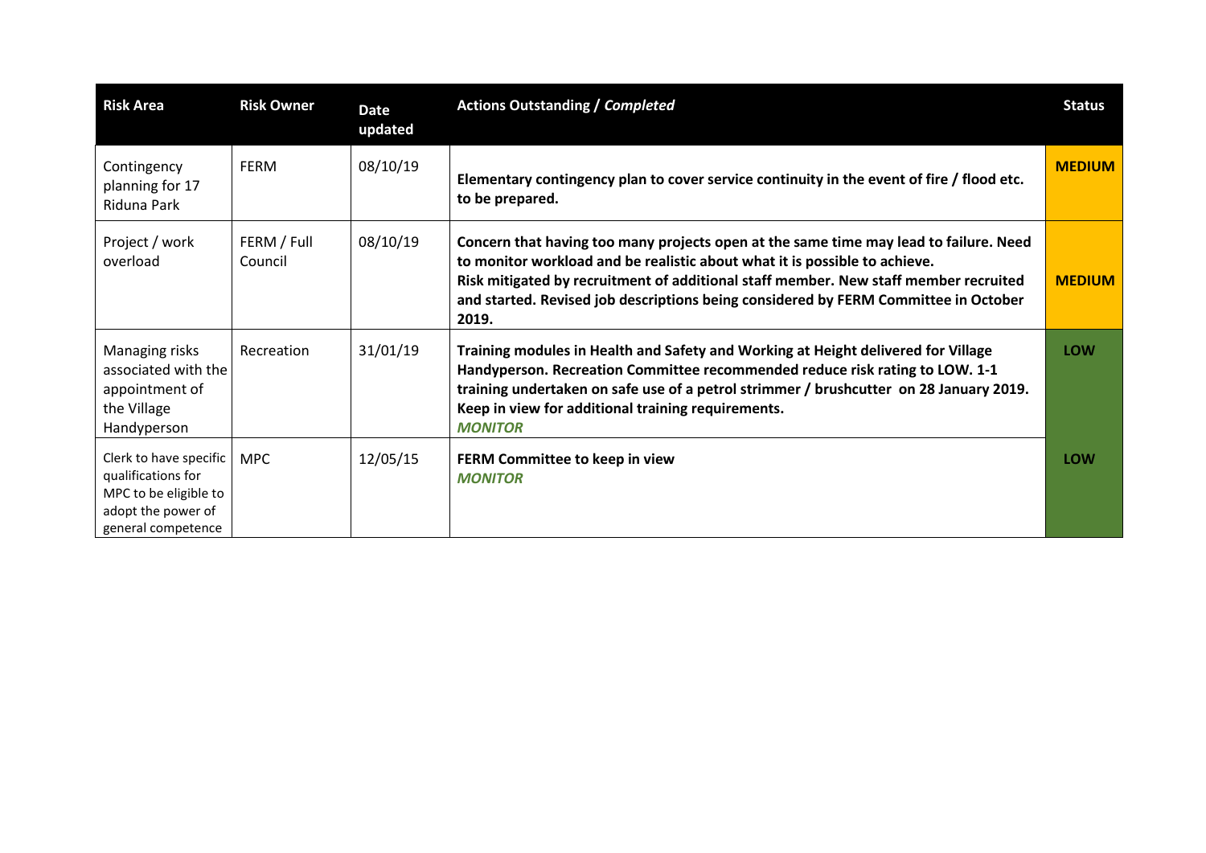| **Risk Area** | **Risk Owner** | **Date updated** | **Actions Outstanding / *Completed*** | **Status** |
|---|---|---|---|---|
| Contingency planning for 17 Riduna Park | FERM | 08/10/19 | **Elementary contingency plan to cover service continuity in the event of fire / flood etc. to be prepared.** | **MEDIUM** |
| Project / work overload | FERM / Full Council | 08/10/19 | **Concern that having too many projects open at the same time may lead to failure. Need to monitor workload and be realistic about what it is possible to achieve.** **Risk mitigated by recruitment of additional staff member. New staff member recruited and started. Revised job descriptions being considered by FERM Committee in October 2019.** | **MEDIUM** |
| Managing risks associated with the appointment of the Village Handyperson | Recreation | 31/01/19 | **Training modules in Health and Safety and Working at Height delivered for Village Handyperson. Recreation Committee recommended reduce risk rating to LOW. 1-1 training undertaken on safe use of a petrol strimmer / brushcutter on 28 January 2019. Keep in view for additional training requirements.** ***MONITOR*** | **LOW** |
| Clerk to have specific qualifications for MPC to be eligible to adopt the power of general competence | MPC | 12/05/15 | **FERM Committee to keep in view** ***MONITOR*** | **LOW** |